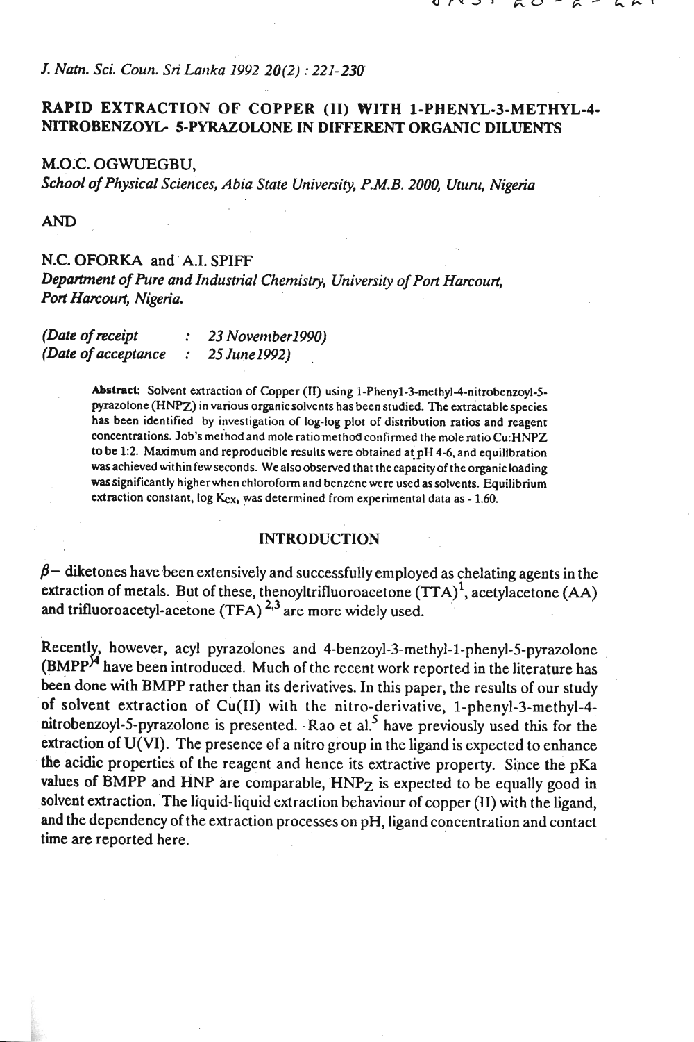# RAPID EXTRACTION OF COPPER (II) WITH 1-PHENYL-3-METHYL-4-NITROBENZOYL- 5-PYRAZOLONE IN DIFFERENT ORGANIC DILUENTS

M.O.C. OGWUEGBU,

*School of Physical Sciences, Abia State University, P.M.B. 2000, Uturu, Nigeria*

AND

N.C. OFORKA and A.I. SPIFF

*Department of Pure and Industrial Chemistry, University of Port Harcourt, Port Harcourt, Nigeria.*

*(Date of receipt : 23 November1990)*
*(Date of acceptance : 25 June1992)*

**Abstract:** Solvent extraction of Copper (II) using 1-Phenyl-3-methyl-4-nitrobenzoyl-5-pyrazolone ($HNP_Z$) in various organic solvents has been studied. The extractable species has been identified by investigation of log-log plot of distribution ratios and reagent concentrations. Job's method and mole ratio method confirmed the mole ratio Cu:HNPZ to be 1:2. Maximum and reproducible results were obtained at pH 4-6, and equilibration was achieved within few seconds. We also observed that the capacity of the organic loading was significantly higher when chloroform and benzene were used as solvents. Equilibrium extraction constant, log $K_{ex}$, was determined from experimental data as - 1.60.

## INTRODUCTION

$\beta$- diketones have been extensively and successfully employed as chelating agents in the extraction of metals. But of these, thenoyltrifluoroacetone (TTA)[1], acetylacetone (AA) and trifluoroacetyl-acetone (TFA) [2,3] are more widely used.

Recently, however, acyl pyrazolones and 4-benzoyl-3-methyl-1-phenyl-5-pyrazolone (BMPP)[4] have been introduced. Much of the recent work reported in the literature has been done with BMPP rather than its derivatives. In this paper, the results of our study of solvent extraction of Cu(II) with the nitro-derivative, 1-phenyl-3-methyl-4-nitrobenzoyl-5-pyrazolone is presented. Rao et al.[5] have previously used this for the extraction of U(VI). The presence of a nitro group in the ligand is expected to enhance the acidic properties of the reagent and hence its extractive property. Since the pKa values of BMPP and HNP are comparable, $HNP_Z$ is expected to be equally good in solvent extraction. The liquid-liquid extraction behaviour of copper (II) with the ligand, and the dependency of the extraction processes on pH, ligand concentration and contact time are reported here.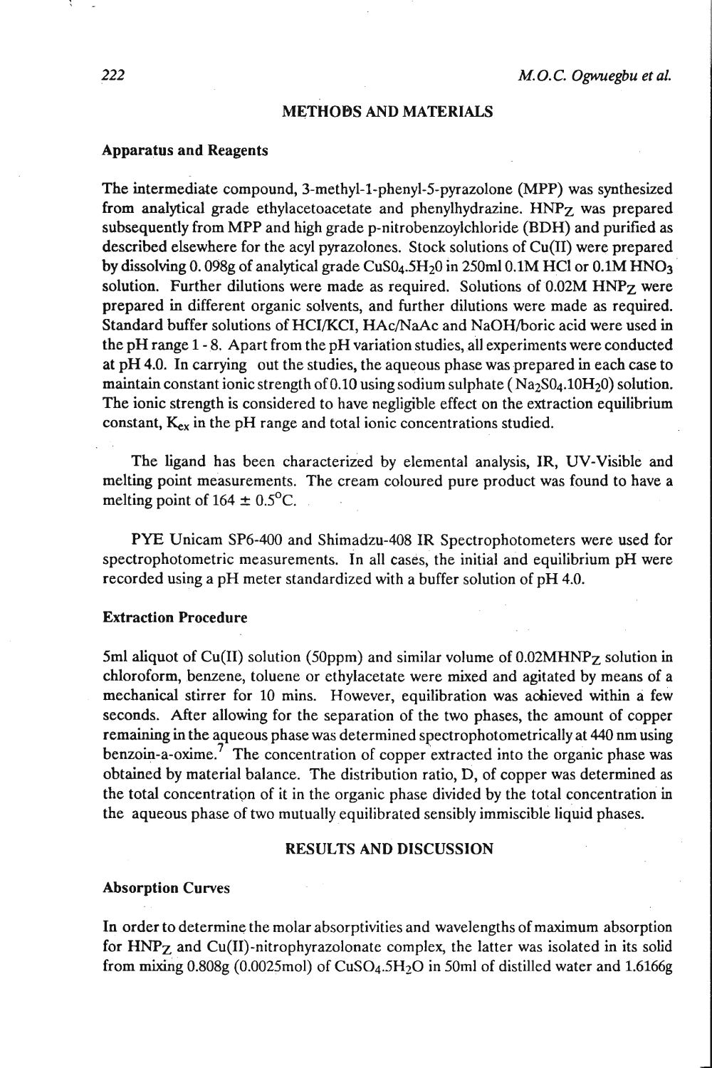## METHODS AND MATERIALS

### Apparatus and Reagents

The intermediate compound, 3-methyl-1-phenyl-5-pyrazolone (MPP) was synthesized from analytical grade ethylacetoacetate and phenylhydrazine. $HNP_Z$ was prepared subsequently from MPP and high grade p-nitrobenzoylchloride (BDH) and purified as described elsewhere for the acyl pyrazolones. Stock solutions of Cu(II) were prepared by dissolving 0. 098g of analytical grade $CuSO_4.5H_2O$ in 250ml 0.1M HCl or 0.1M $HNO_3$ solution. Further dilutions were made as required. Solutions of 0.02M $HNP_Z$ were prepared in different organic solvents, and further dilutions were made as required. Standard buffer solutions of HCl/KCl, HAc/NaAc and NaOH/boric acid were used in the pH range 1 - 8. Apart from the pH variation studies, all experiments were conducted at pH 4.0. In carrying out the studies, the aqueous phase was prepared in each case to maintain constant ionic strength of 0.10 using sodium sulphate ( $Na_2SO_4.10H_2O$) solution. The ionic strength is considered to have negligible effect on the extraction equilibrium constant, $K_{ex}$ in the pH range and total ionic concentrations studied.

The ligand has been characterized by elemental analysis, IR, UV-Visible and melting point measurements. The cream coloured pure product was found to have a melting point of $164 \pm 0.5^oC$.

PYE Unicam SP6-400 and Shimadzu-408 IR Spectrophotometers were used for spectrophotometric measurements. In all cases, the initial and equilibrium pH were recorded using a pH meter standardized with a buffer solution of pH 4.0.

### Extraction Procedure

5ml aliquot of Cu(II) solution (50ppm) and similar volume of 0.02M$HNP_Z$ solution in chloroform, benzene, toluene or ethylacetate were mixed and agitated by means of a mechanical stirrer for 10 mins. However, equilibration was achieved within a few seconds. After allowing for the separation of the two phases, the amount of copper remaining in the aqueous phase was determined spectrophotometrically at 440 nm using benzoin-a-oxime.[7] The concentration of copper extracted into the organic phase was obtained by material balance. The distribution ratio, D, of copper was determined as the total concentration of it in the organic phase divided by the total concentration in the aqueous phase of two mutually equilibrated sensibly immiscible liquid phases.

## RESULTS AND DISCUSSION

### Absorption Curves

In order to determine the molar absorptivities and wavelengths of maximum absorption for $HNP_Z$ and Cu(II)-nitrophyrazolonate complex, the latter was isolated in its solid from mixing 0.808g (0.0025mol) of $CuSO_4.5H_2O$ in 50ml of distilled water and 1.6166g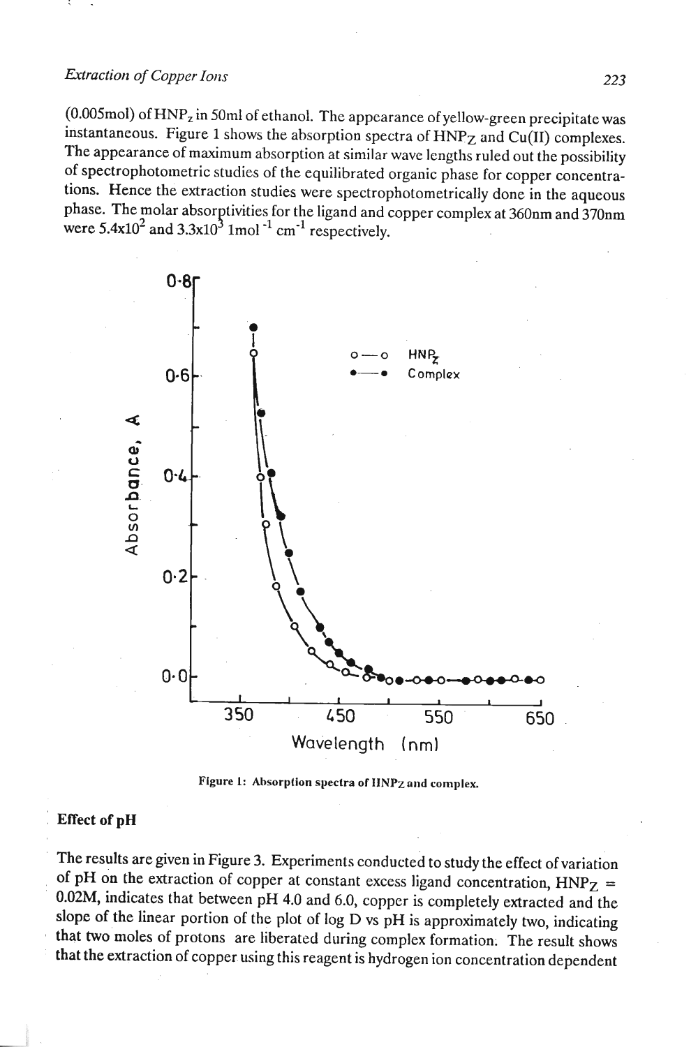(0.005mol) of $HNP_z$ in 50ml of ethanol. The appearance of yellow-green precipitate was instantaneous. Figure 1 shows the absorption spectra of $HNP_Z$ and Cu(II) complexes. The appearance of maximum absorption at similar wave lengths ruled out the possibility of spectrophotometric studies of the equilibrated organic phase for copper concentrations. Hence the extraction studies were spectrophotometrically done in the aqueous phase. The molar absorptivities for the ligand and copper complex at 360nm and 370nm were $5.4 \times 10^2$ and $3.3 \times 10^3$ $l mol^{-1} cm^{-1}$ respectively.

Figure 1: Absorption spectra of $HNP_Z$ and complex.

## Effect of pH

The results are given in Figure 3. Experiments conducted to study the effect of variation of pH on the extraction of copper at constant excess ligand concentration, $HNP_Z$ = 0.02M, indicates that between pH 4.0 and 6.0, copper is completely extracted and the slope of the linear portion of the plot of log D vs pH is approximately two, indicating that two moles of protons are liberated during complex formation. The result shows that the extraction of copper using this reagent is hydrogen ion concentration dependent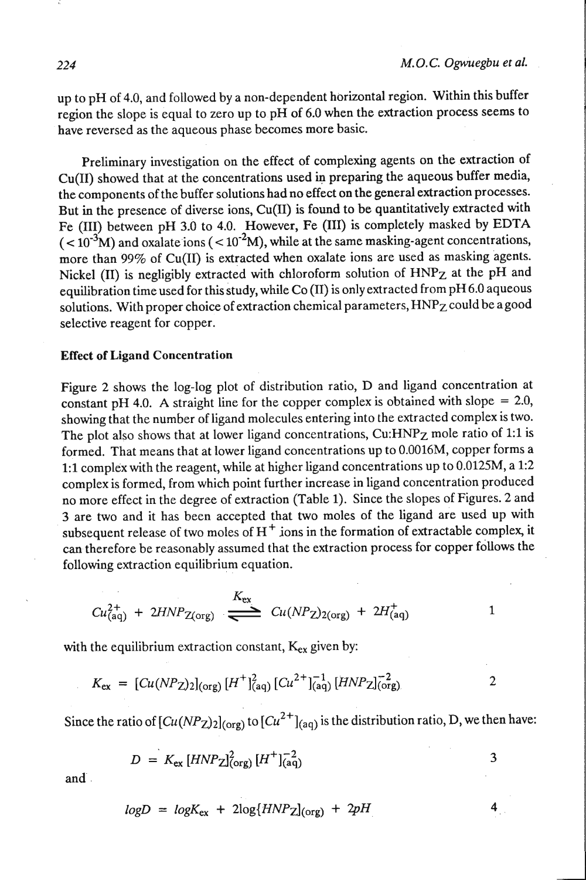up to pH of 4.0, and followed by a non-dependent horizontal region. Within this buffer region the slope is equal to zero up to pH of 6.0 when the extraction process seems to have reversed as the aqueous phase becomes more basic.

Preliminary investigation on the effect of complexing agents on the extraction of Cu(II) showed that at the concentrations used in preparing the aqueous buffer media, the components of the buffer solutions had no effect on the general extraction processes. But in the presence of diverse ions, Cu(II) is found to be quantitatively extracted with Fe (III) between pH 3.0 to 4.0. However, Fe (III) is completely masked by EDTA ($< 10^{-3}$M) and oxalate ions ($< 10^{-2}$M), while at the same masking-agent concentrations, more than 99% of Cu(II) is extracted when oxalate ions are used as masking agents. Nickel (II) is negligibly extracted with chloroform solution of $HNP_Z$ at the pH and equilibration time used for this study, while Co (II) is only extracted from pH 6.0 aqueous solutions. With proper choice of extraction chemical parameters, $HNP_Z$ could be a good selective reagent for copper.

### Effect of Ligand Concentration

Figure 2 shows the log-log plot of distribution ratio, D and ligand concentration at constant pH 4.0. A straight line for the copper complex is obtained with slope = 2.0, showing that the number of ligand molecules entering into the extracted complex is two. The plot also shows that at lower ligand concentrations, Cu:$HNP_Z$ mole ratio of 1:1 is formed. That means that at lower ligand concentrations up to 0.0016M, copper forms a 1:1 complex with the reagent, while at higher ligand concentrations up to 0.0125M, a 1:2 complex is formed, from which point further increase in ligand concentration produced no more effect in the degree of extraction (Table 1). Since the slopes of Figures. 2 and 3 are two and it has been accepted that two moles of the ligand are used up with subsequent release of two moles of $H^+$ ions in the formation of extractable complex, it can therefore be reasonably assumed that the extraction process for copper follows the following extraction equilibrium equation.

$$Cu^{2+}_{(aq)} + 2HNP_{Z(org)} \overset{K_{ex}}{\rightleftharpoons} Cu(NP_Z)_{2(org)} + 2H^+_{(aq)} \quad (1)$$

with the equilibrium extraction constant, $K_{ex}$ given by:

$$K_{ex} = [Cu(NP_Z)_2]_{(org)} [H^+]^2_{(aq)} [Cu^{2+}]^{-1}_{(aq)} [HNP_Z]^{-2}_{(org)} \quad (2)$$

Since the ratio of $[Cu(NP_Z)_2]_{(org)}$ to $[Cu^{2+}]_{(aq)}$ is the distribution ratio, D, we then have:

$$D = K_{ex} [HNP_Z]^2_{(org)} [H^+]^{-2}_{(aq)} \quad (3)$$

and

$$logD = logK_{ex} + 2log\{HNP_Z]_{(org)} + 2pH \quad (4)$$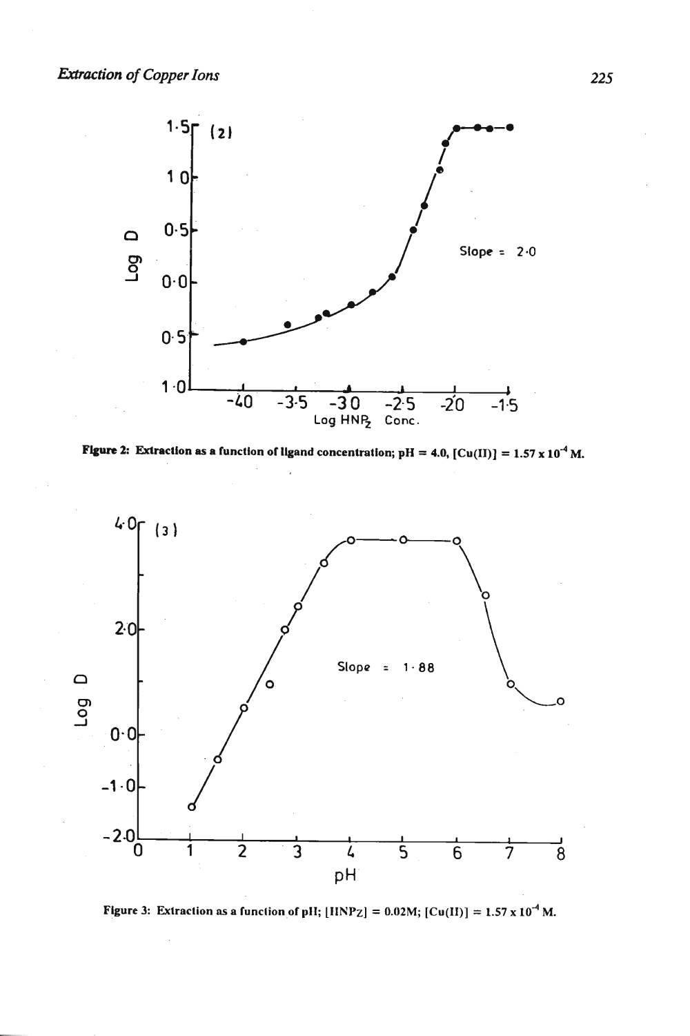Figure 2: Extraction as a function of ligand concentration; pH = 4.0, $[Cu(II)] = 1.57 \times 10^{-4}$ M.

Figure 3: Extraction as a function of pH; $[HNPz] = 0.02M$; $[Cu(II)] = 1.57 \times 10^{-4}$ M.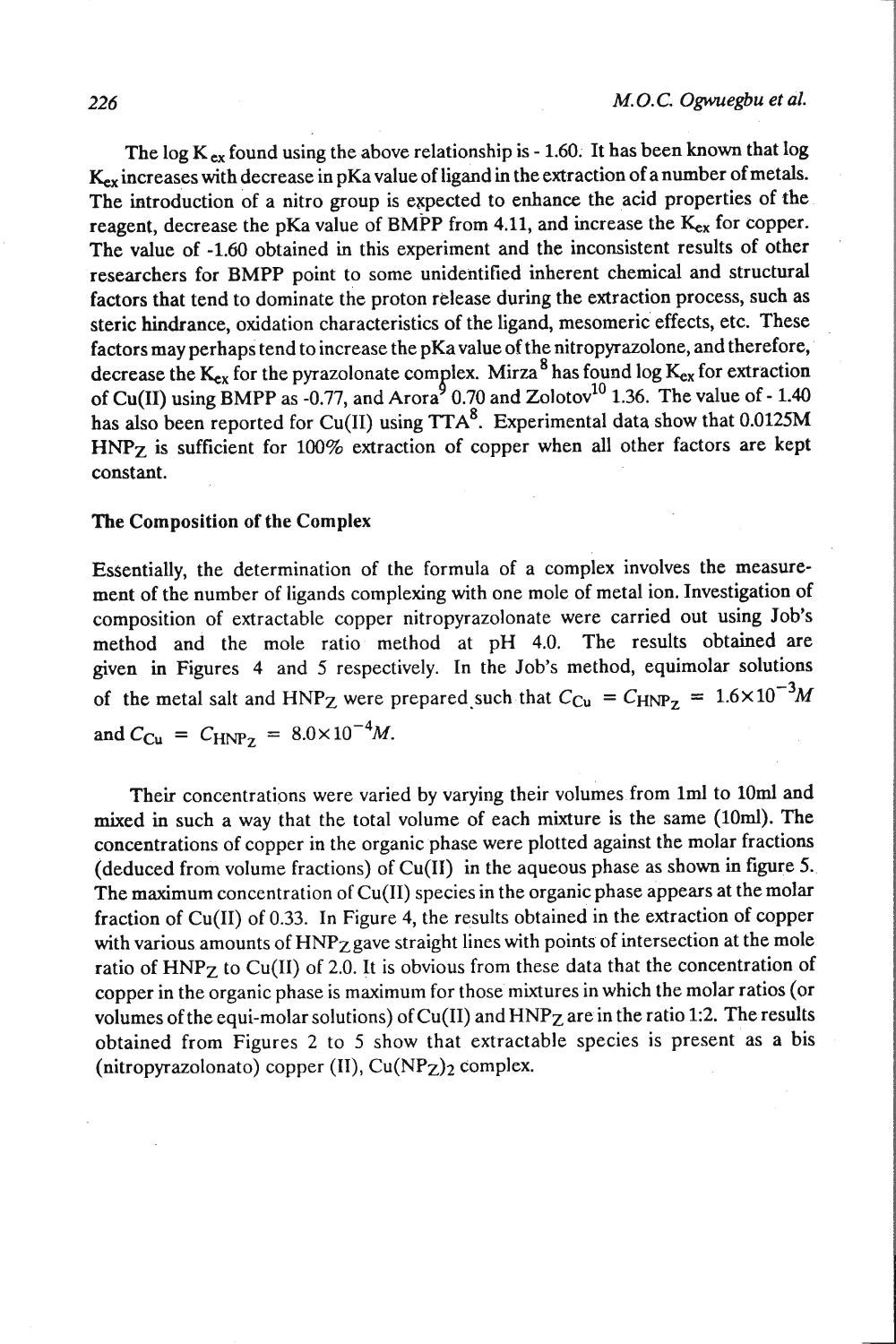The log $K_{ex}$ found using the above relationship is - 1.60. It has been known that log $K_{ex}$ increases with decrease in pKa value of ligand in the extraction of a number of metals. The introduction of a nitro group is expected to enhance the acid properties of the reagent, decrease the pKa value of BMPP from 4.11, and increase the $K_{ex}$ for copper. The value of -1.60 obtained in this experiment and the inconsistent results of other researchers for BMPP point to some unidentified inherent chemical and structural factors that tend to dominate the proton release during the extraction process, such as steric hindrance, oxidation characteristics of the ligand, mesomeric effects, etc. These factors may perhaps tend to increase the pKa value of the nitropyrazolone, and therefore, decrease the $K_{ex}$ for the pyrazolonate complex. Mirza[8] has found log $K_{ex}$ for extraction of Cu(II) using BMPP as -0.77, and Arora[9] 0.70 and Zolotov[10] 1.36. The value of - 1.40 has also been reported for Cu(II) using TTA[8]. Experimental data show that 0.0125M $HNP_Z$ is sufficient for 100% extraction of copper when all other factors are kept constant.

### The Composition of the Complex

Essentially, the determination of the formula of a complex involves the measurement of the number of ligands complexing with one mole of metal ion. Investigation of composition of extractable copper nitropyrazolonate were carried out using Job's method and the mole ratio method at pH 4.0. The results obtained are given in Figures 4 and 5 respectively. In the Job's method, equimolar solutions of the metal salt and $HNP_Z$ were prepared such that $C_{Cu} = C_{HNP_Z} = 1.6\times10^{-3}M$ and $C_{Cu} = C_{HNP_Z} = 8.0\times10^{-4}M$.

Their concentrations were varied by varying their volumes from 1ml to 10ml and mixed in such a way that the total volume of each mixture is the same (10ml). The concentrations of copper in the organic phase were plotted against the molar fractions (deduced from volume fractions) of Cu(II) in the aqueous phase as shown in figure 5. The maximum concentration of Cu(II) species in the organic phase appears at the molar fraction of Cu(II) of 0.33. In Figure 4, the results obtained in the extraction of copper with various amounts of $HNP_Z$ gave straight lines with points of intersection at the mole ratio of $HNP_Z$ to Cu(II) of 2.0. It is obvious from these data that the concentration of copper in the organic phase is maximum for those mixtures in which the molar ratios (or volumes of the equi-molar solutions) of Cu(II) and $HNP_Z$ are in the ratio 1:2. The results obtained from Figures 2 to 5 show that extractable species is present as a bis (nitropyrazolonato) copper (II), $Cu(NP_Z)_2$ complex.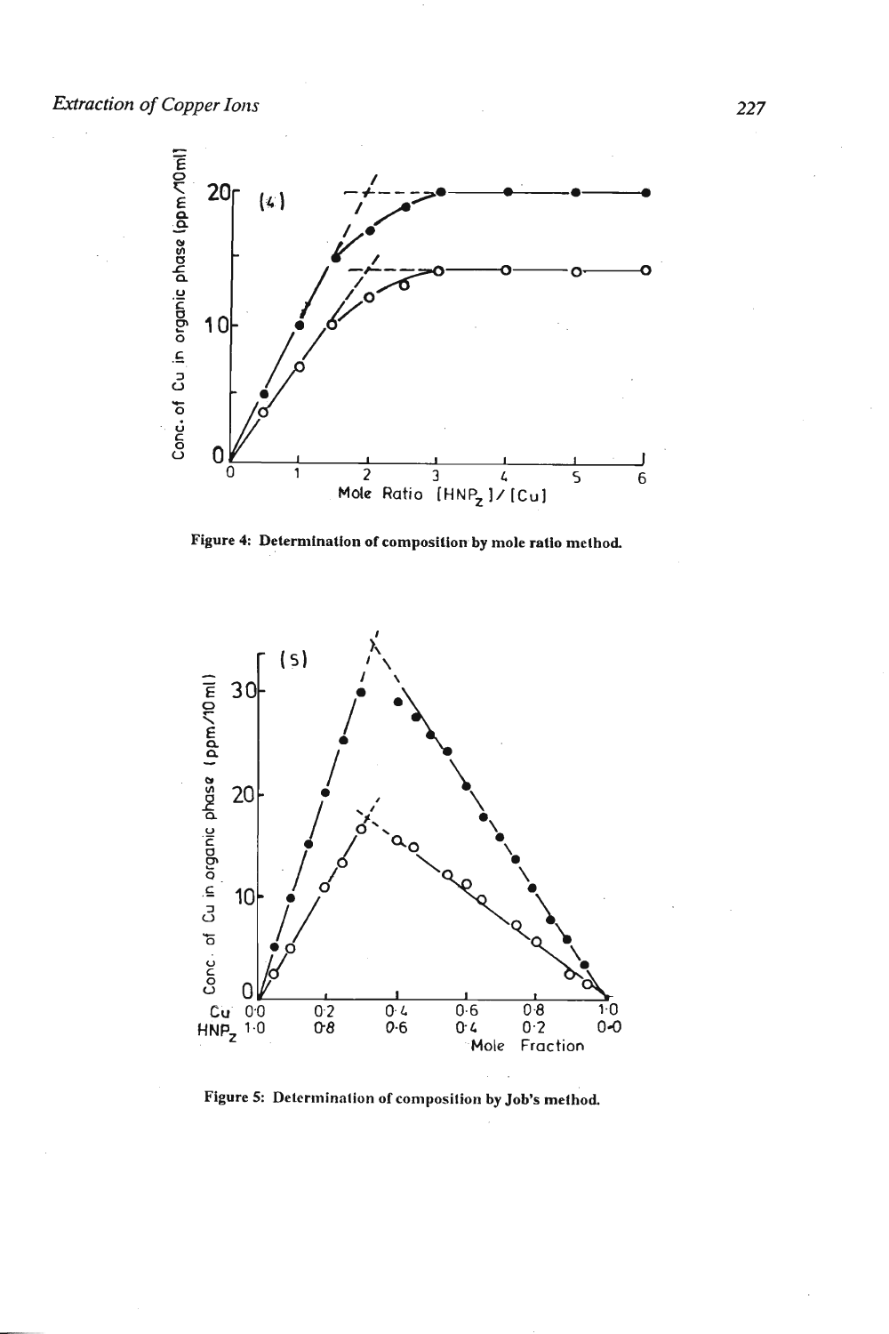Figure 4: Determination of composition by mole ratio method.

Figure 5: Determination of composition by Job's method.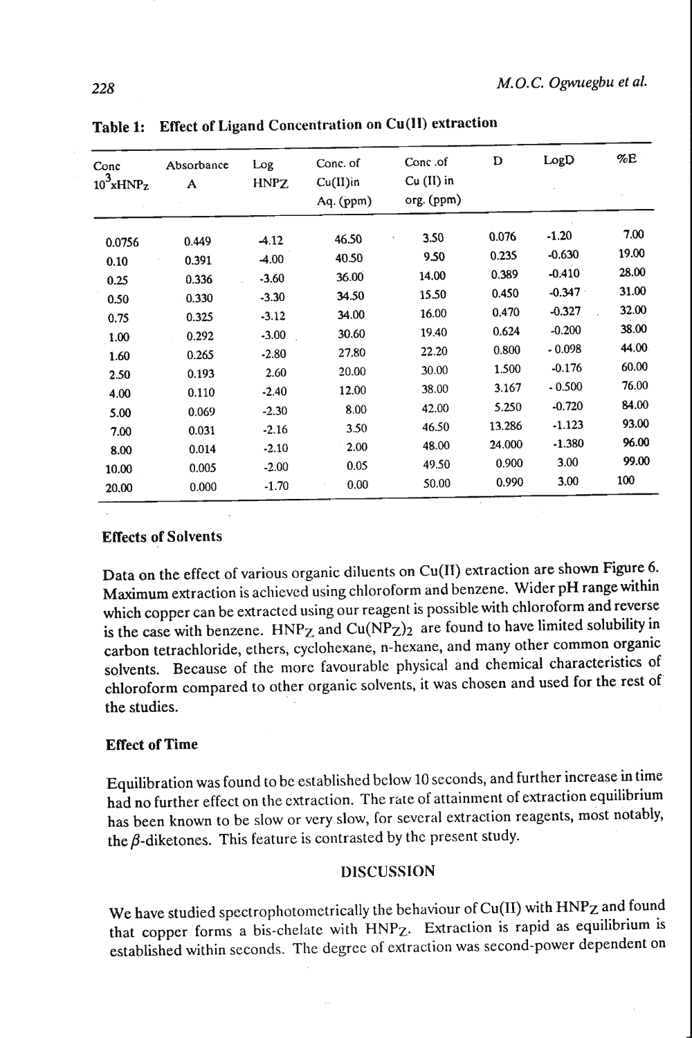**Table 1: Effect of Ligand Concentration on Cu(II) extraction**

| Conc $10^3$xHNPz | Absorbance A | Log HNPZ | Conc. of Cu(II)in Aq. (ppm) | Conc .of Cu (II) in org. (ppm) | D | LogD | %E |
|---|---|---|---|---|---|---|---|
| 0.0756 | 0.449 | -4.12 | 46.50 | 3.50 | 0.076 | -1.20 | 7.00 |
| 0.10 | 0.391 | -4.00 | 40.50 | 9.50 | 0.235 | -0.630 | 19.00 |
| 0.25 | 0.336 | -3.60 | 36.00 | 14.00 | 0.389 | -0.410 | 28.00 |
| 0.50 | 0.330 | -3.30 | 34.50 | 15.50 | 0.450 | -0.347 | 31.00 |
| 0.75 | 0.325 | -3.12 | 34.00 | 16.00 | 0.470 | -0.327 | 32.00 |
| 1.00 | 0.292 | -3.00 | 30.60 | 19.40 | 0.624 | -0.200 | 38.00 |
| 1.60 | 0.265 | -2.80 | 27.80 | 22.20 | 0.800 | - 0.098 | 44.00 |
| 2.50 | 0.193 | 2.60 | 20.00 | 30.00 | 1.500 | -0.176 | 60.00 |
| 4.00 | 0.110 | -2.40 | 12.00 | 38.00 | 3.167 | - 0.500 | 76.00 |
| 5.00 | 0.069 | -2.30 | 8.00 | 42.00 | 5.250 | -0.720 | 84.00 |
| 7.00 | 0.031 | -2.16 | 3.50 | 46.50 | 13.286 | -1.123 | 93.00 |
| 8.00 | 0.014 | -2.10 | 2.00 | 48.00 | 24.000 | -1.380 | 96.00 |
| 10.00 | 0.005 | -2.00 | 0.05 | 49.50 | 0.900 | 3.00 | 99.00 |
| 20.00 | 0.000 | -1.70 | 0.00 | 50.00 | 0.990 | 3.00 | 100 |

### Effects of Solvents

Data on the effect of various organic diluents on Cu(II) extraction are shown Figure 6. Maximum extraction is achieved using chloroform and benzene. Wider pH range within which copper can be extracted using our reagent is possible with chloroform and reverse is the case with benzene. $HNP_Z$ and $Cu(NP_Z)_2$ are found to have limited solubility in carbon tetrachloride, ethers, cyclohexane, n-hexane, and many other common organic solvents. Because of the more favourable physical and chemical characteristics of chloroform compared to other organic solvents, it was chosen and used for the rest of the studies.

### Effect of Time

Equilibration was found to be established below 10 seconds, and further increase in time had no further effect on the extraction. The rate of attainment of extraction equilibrium has been known to be slow or very slow, for several extraction reagents, most notably, the $\beta$-diketones. This feature is contrasted by the present study.

## DISCUSSION

We have studied spectrophotometrically the behaviour of Cu(II) with $HNP_Z$ and found that copper forms a bis-chelate with $HNP_Z$. Extraction is rapid as equilibrium is established within seconds. The degree of extraction was second-power dependent on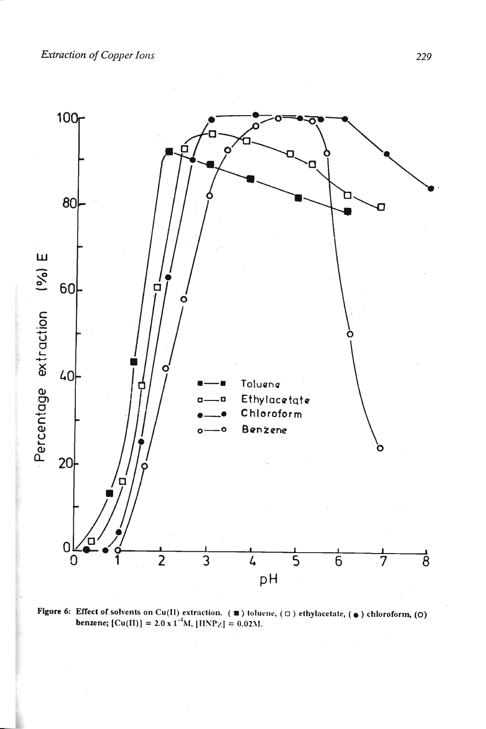**Figure 6:** Effect of solvents on Cu(II) extraction. (■) toluene, (□) ethylacetate, (●) chloroform, (O) benzene; $[Cu(II)] = 2.0 \times 10^{-4}M$, $[HNPz] = 0.02M$.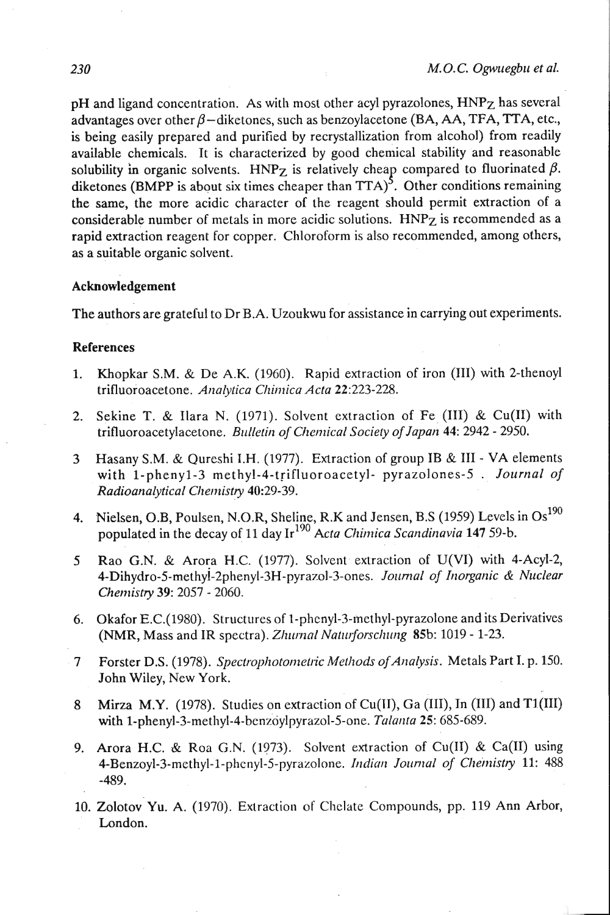pH and ligand concentration. As with most other acyl pyrazolones, $HNP_Z$ has several advantages over other $\beta$−diketones, such as benzoylacetone (BA, AA, TFA, TTA, etc., is being easily prepared and purified by recrystallization from alcohol) from readily available chemicals. It is characterized by good chemical stability and reasonable solubility in organic solvents. $HNP_Z$ is relatively cheap compared to fluorinated $\beta$. diketones (BMPP is about six times cheaper than TTA)[5]. Other conditions remaining the same, the more acidic character of the reagent should permit extraction of a considerable number of metals in more acidic solutions. $HNP_Z$ is recommended as a rapid extraction reagent for copper. Chloroform is also recommended, among others, as a suitable organic solvent.

## Acknowledgement

The authors are grateful to Dr B.A. Uzoukwu for assistance in carrying out experiments.

## References

1. Khopkar S.M. & De A.K. (1960). Rapid extraction of iron (III) with 2-thenoyl trifluoroacetone. *Analytica Chimica Acta* **22**:223-228.

2. Sekine T. & Ilara N. (1971). Solvent extraction of Fe (III) & Cu(II) with trifluoroacetylacetone. *Bulletin of Chemical Society of Japan* **44**: 2942 - 2950.

3. Hasany S.M. & Qureshi I.H. (1977). Extraction of group IB & III - VA elements with 1-phenyl-3 methyl-4-trifluoroacetyl- pyrazolones-5 . *Journal of Radioanalytical Chemistry* **40**:29-39.

4. Nielsen, O.B, Poulsen, N.O.R, Sheline, R.K and Jensen, B.S (1959) Levels in $Os^{190}$ populated in the decay of 11 day $Ir^{190}$ *Acta Chimica Scandinavia* **147** 59-b.

5. Rao G.N. & Arora H.C. (1977). Solvent extraction of U(VI) with 4-Acyl-2, 4-Dihydro-5-methyl-2phenyl-3H-pyrazol-3-ones. *Journal of Inorganic & Nuclear Chemistry* **39**: 2057 - 2060.

6. Okafor E.C.(1980). Structures of 1-phenyl-3-methyl-pyrazolone and its Derivatives (NMR, Mass and IR spectra). *Zhurnal Naturforschung* **85b**: 1019 - 1-23.

7. Forster D.S. (1978). *Spectrophotometric Methods of Analysis*. Metals Part I. p. 150. John Wiley, New York.

8. Mirza M.Y. (1978). Studies on extraction of Cu(II), Ga (III), In (III) and T1(III) with 1-phenyl-3-methyl-4-benzoylpyrazol-5-one. *Talanta* **25**: 685-689.

9. Arora H.C. & Roa G.N. (1973). Solvent extraction of Cu(II) & Ca(II) using 4-Benzoyl-3-methyl-1-phenyl-5-pyrazolone. *Indian Journal of Chemistry* **11**: 488 -489.

10. Zolotov Yu. A. (1970). Extraction of Chelate Compounds, pp. 119 Ann Arbor, London.